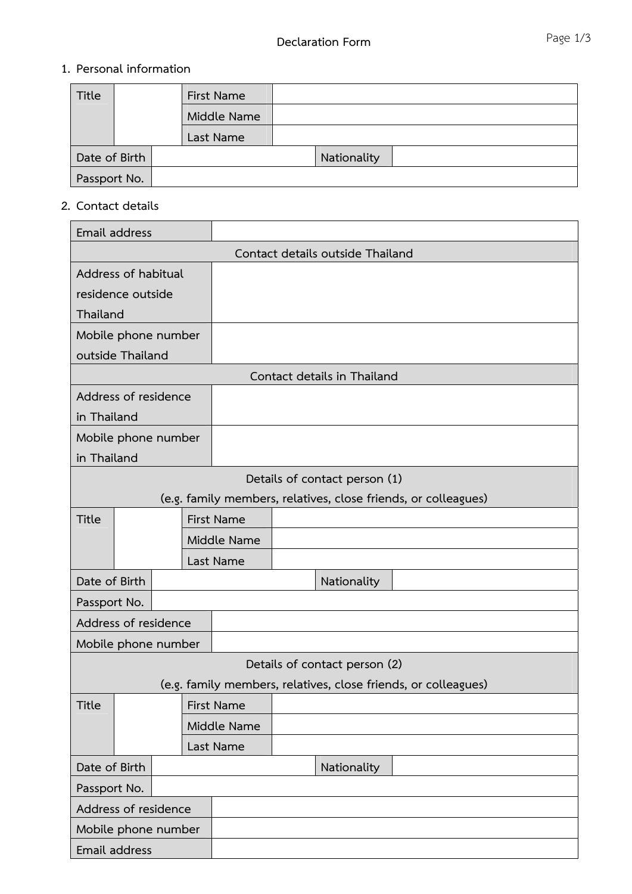# Declaration Form

## 1. Personal information

| Title | | First Name | |
|---|---|---|---|
| | | Middle Name | |
| | | Last Name | |
| Date of Birth | | Nationality | |
| Passport No. | | | |

## 2. Contact details

| Email address | |
|---|---|
| **Contact details outside Thailand** | |
| Address of habitual residence outside Thailand | |
| Mobile phone number outside Thailand | |
| **Contact details in Thailand** | |
| Address of residence in Thailand | |
| Mobile phone number in Thailand | |

**Details of contact person (1)**
(e.g. family members, relatives, close friends, or colleagues)

| Title | | First Name | |
|---|---|---|---|
| | | Middle Name | |
| | | Last Name | |
| Date of Birth | | Nationality | |
| Passport No. | | | |
| Address of residence | | | |
| Mobile phone number | | | |

**Details of contact person (2)**
(e.g. family members, relatives, close friends, or colleagues)

| Title | | First Name | |
|---|---|---|---|
| | | Middle Name | |
| | | Last Name | |
| Date of Birth | | Nationality | |
| Passport No. | | | |
| Address of residence | | | |
| Mobile phone number | | | |
| Email address | | | |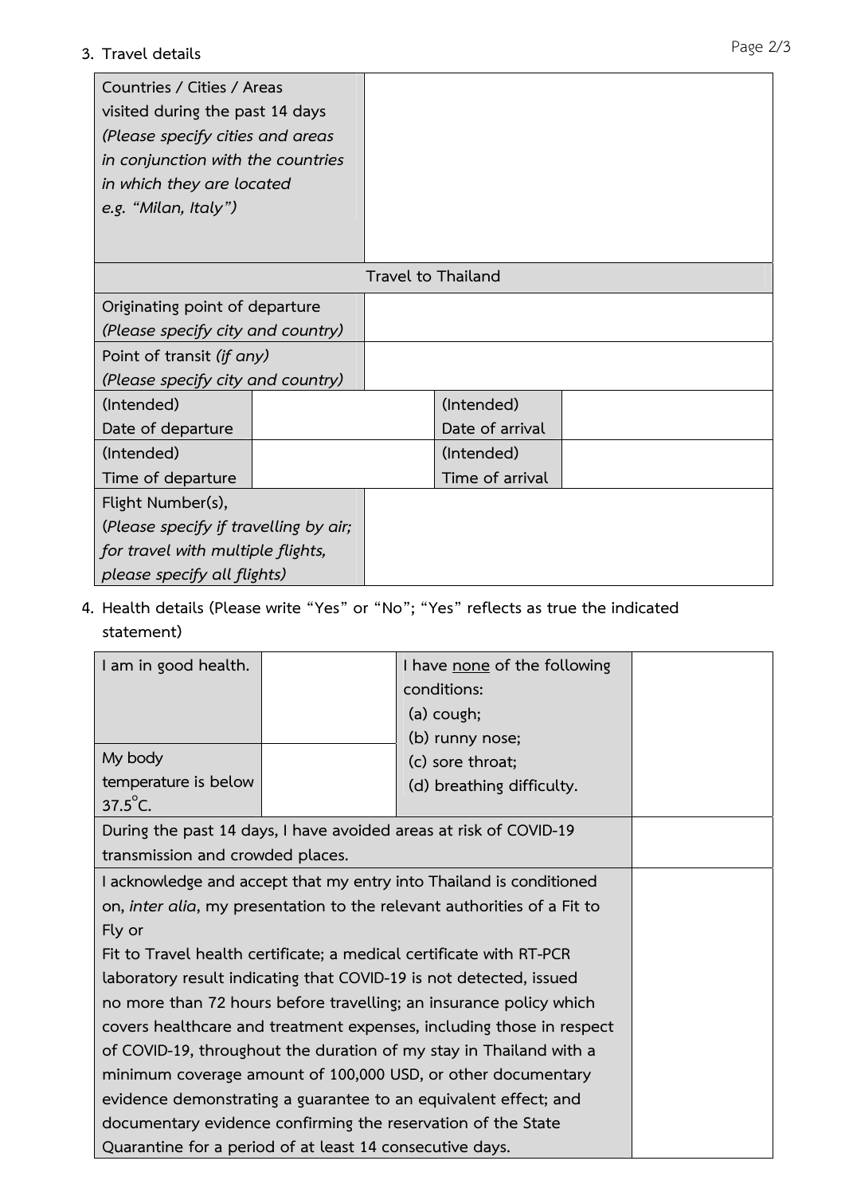3. Travel details

| Countries / Cities / Areas visited during the past 14 days *(Please specify cities and areas in conjunction with the countries in which they are located e.g. "Milan, Italy")* | | | |
|---|---|---|---|
| **Travel to Thailand** | | | |
| Originating point of departure *(Please specify city and country)* | | | |
| Point of transit *(if any)* *(Please specify city and country)* | | | |
| (Intended) Date of departure | | (Intended) Date of arrival | |
| (Intended) Time of departure | | (Intended) Time of arrival | |
| Flight Number(s), (*Please specify if travelling by air; for travel with multiple flights, please specify all flights)* | | | |

4. Health details (Please write "Yes" or "No"; "Yes" reflects as true the indicated statement)

| I am in good health. | | I have <u>none</u> of the following conditions: (a) cough; (b) runny nose; (c) sore throat; (d) breathing difficulty. | |
|---|---|---|---|
| My body temperature is below 37.5°C. | | | |
| During the past 14 days, I have avoided areas at risk of COVID-19 transmission and crowded places. | | | |
| I acknowledge and accept that my entry into Thailand is conditioned on, *inter alia*, my presentation to the relevant authorities of a Fit to Fly or Fit to Travel health certificate; a medical certificate with RT-PCR laboratory result indicating that COVID-19 is not detected, issued no more than 72 hours before travelling; an insurance policy which covers healthcare and treatment expenses, including those in respect of COVID-19, throughout the duration of my stay in Thailand with a minimum coverage amount of 100,000 USD, or other documentary evidence demonstrating a guarantee to an equivalent effect; and documentary evidence confirming the reservation of the State Quarantine for a period of at least 14 consecutive days. | | | |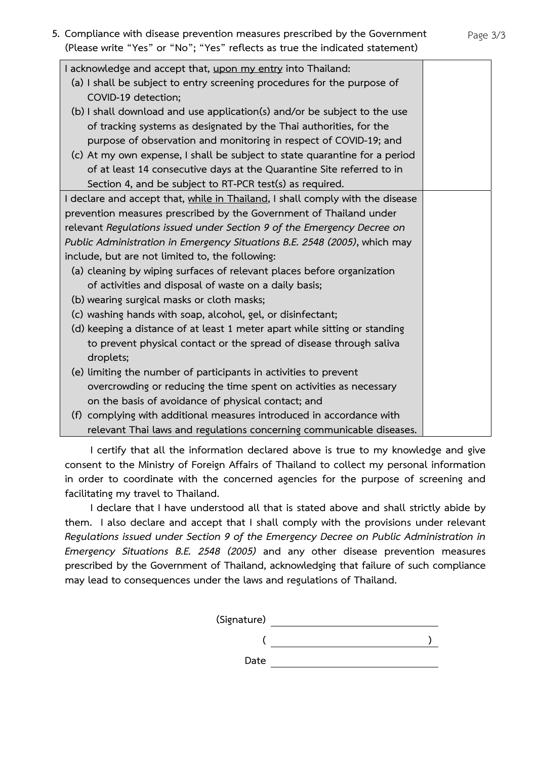5. Compliance with disease prevention measures prescribed by the Government (Please write "Yes" or "No"; "Yes" reflects as true the indicated statement)

| | |
|---|---|
| I acknowledge and accept that, upon my entry into Thailand:<br>(a) I shall be subject to entry screening procedures for the purpose of COVID-19 detection;<br>(b) I shall download and use application(s) and/or be subject to the use of tracking systems as designated by the Thai authorities, for the purpose of observation and monitoring in respect of COVID-19; and<br>(c) At my own expense, I shall be subject to state quarantine for a period of at least 14 consecutive days at the Quarantine Site referred to in Section 4, and be subject to RT-PCR test(s) as required. | |
| I declare and accept that, while in Thailand, I shall comply with the disease prevention measures prescribed by the Government of Thailand under relevant *Regulations issued under Section 9 of the Emergency Decree on Public Administration in Emergency Situations B.E. 2548 (2005)*, which may include, but are not limited to, the following:<br>(a) cleaning by wiping surfaces of relevant places before organization of activities and disposal of waste on a daily basis;<br>(b) wearing surgical masks or cloth masks;<br>(c) washing hands with soap, alcohol, gel, or disinfectant;<br>(d) keeping a distance of at least 1 meter apart while sitting or standing to prevent physical contact or the spread of disease through saliva droplets;<br>(e) limiting the number of participants in activities to prevent overcrowding or reducing the time spent on activities as necessary on the basis of avoidance of physical contact; and<br>(f) complying with additional measures introduced in accordance with relevant Thai laws and regulations concerning communicable diseases. | |

I certify that all the information declared above is true to my knowledge and give consent to the Ministry of Foreign Affairs of Thailand to collect my personal information in order to coordinate with the concerned agencies for the purpose of screening and facilitating my travel to Thailand.

I declare that I have understood all that is stated above and shall strictly abide by them. I also declare and accept that I shall comply with the provisions under relevant *Regulations issued under Section 9 of the Emergency Decree on Public Administration in Emergency Situations B.E. 2548 (2005)* and any other disease prevention measures prescribed by the Government of Thailand, acknowledging that failure of such compliance may lead to consequences under the laws and regulations of Thailand.

(Signature) ______________________________

( ______________________________ )

Date ______________________________